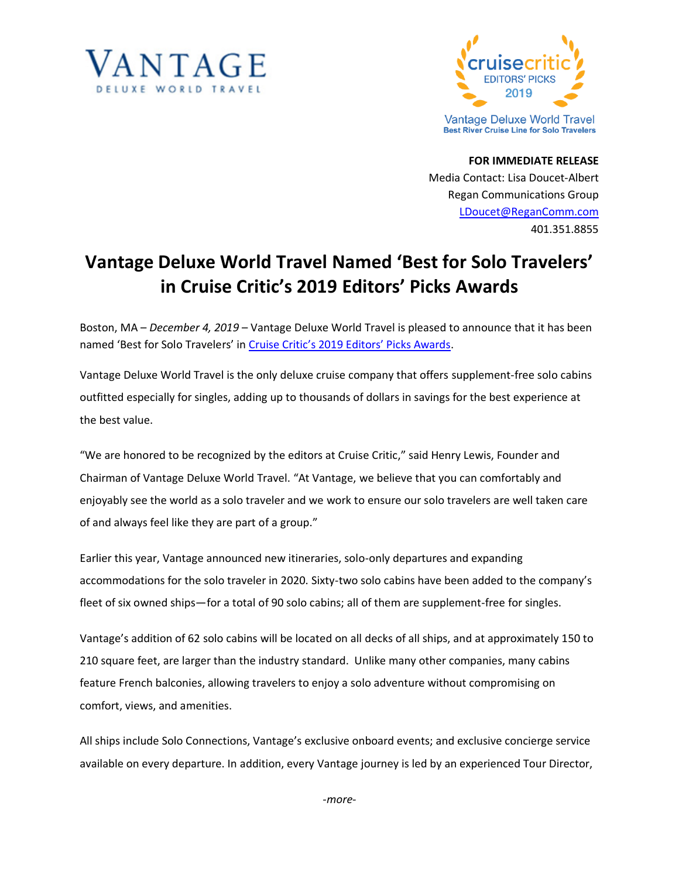VANTAGE
DELUXE WORLD TRAVEL

cruisecritic
EDITORS' PICKS
2019
Vantage Deluxe World Travel
Best River Cruise Line for Solo Travelers

**FOR IMMEDIATE RELEASE**
Media Contact: Lisa Doucet-Albert
Regan Communications Group
LDoucet@ReganComm.com
401.351.8855

# Vantage Deluxe World Travel Named 'Best for Solo Travelers' in Cruise Critic's 2019 Editors' Picks Awards

Boston, MA – *December 4, 2019* – Vantage Deluxe World Travel is pleased to announce that it has been named 'Best for Solo Travelers' in Cruise Critic's 2019 Editors' Picks Awards.

Vantage Deluxe World Travel is the only deluxe cruise company that offers supplement-free solo cabins outfitted especially for singles, adding up to thousands of dollars in savings for the best experience at the best value.

"We are honored to be recognized by the editors at Cruise Critic," said Henry Lewis, Founder and Chairman of Vantage Deluxe World Travel. "At Vantage, we believe that you can comfortably and enjoyably see the world as a solo traveler and we work to ensure our solo travelers are well taken care of and always feel like they are part of a group."

Earlier this year, Vantage announced new itineraries, solo-only departures and expanding accommodations for the solo traveler in 2020. Sixty-two solo cabins have been added to the company's fleet of six owned ships—for a total of 90 solo cabins; all of them are supplement-free for singles.

Vantage's addition of 62 solo cabins will be located on all decks of all ships, and at approximately 150 to 210 square feet, are larger than the industry standard. Unlike many other companies, many cabins feature French balconies, allowing travelers to enjoy a solo adventure without compromising on comfort, views, and amenities.

All ships include Solo Connections, Vantage's exclusive onboard events; and exclusive concierge service available on every departure. In addition, every Vantage journey is led by an experienced Tour Director,

*-more-*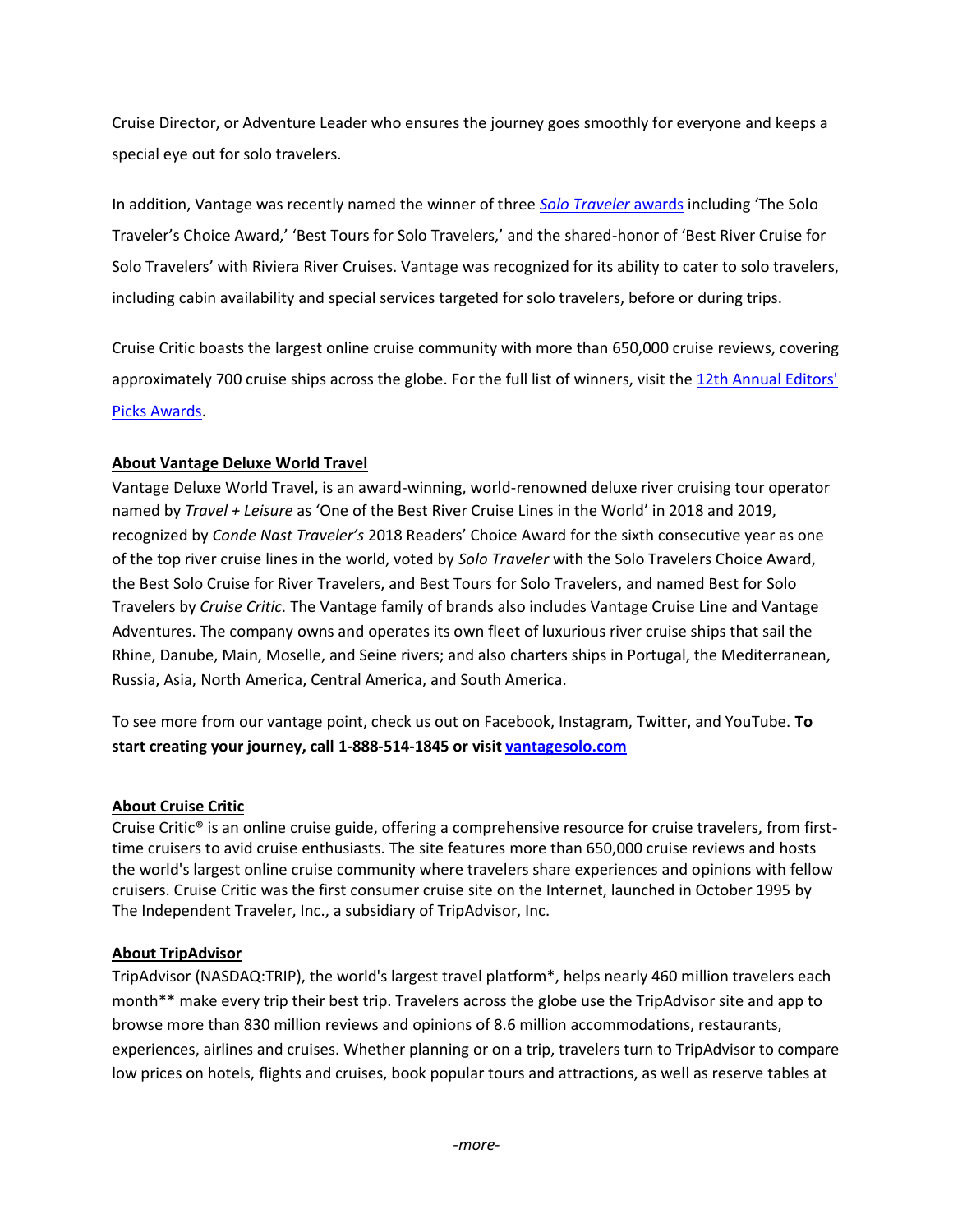Cruise Director, or Adventure Leader who ensures the journey goes smoothly for everyone and keeps a special eye out for solo travelers.

In addition, Vantage was recently named the winner of three [*Solo Traveler* awards] including 'The Solo Traveler's Choice Award,' 'Best Tours for Solo Travelers,' and the shared-honor of 'Best River Cruise for Solo Travelers' with Riviera River Cruises. Vantage was recognized for its ability to cater to solo travelers, including cabin availability and special services targeted for solo travelers, before or during trips.

Cruise Critic boasts the largest online cruise community with more than 650,000 cruise reviews, covering approximately 700 cruise ships across the globe. For the full list of winners, visit the [12th Annual Editors' Picks Awards].

**About Vantage Deluxe World Travel**

Vantage Deluxe World Travel, is an award-winning, world-renowned deluxe river cruising tour operator named by *Travel + Leisure* as 'One of the Best River Cruise Lines in the World' in 2018 and 2019, recognized by *Conde Nast Traveler's* 2018 Readers' Choice Award for the sixth consecutive year as one of the top river cruise lines in the world, voted by *Solo Traveler* with the Solo Travelers Choice Award, the Best Solo Cruise for River Travelers, and Best Tours for Solo Travelers, and named Best for Solo Travelers by *Cruise Critic*. The Vantage family of brands also includes Vantage Cruise Line and Vantage Adventures. The company owns and operates its own fleet of luxurious river cruise ships that sail the Rhine, Danube, Main, Moselle, and Seine rivers; and also charters ships in Portugal, the Mediterranean, Russia, Asia, North America, Central America, and South America.

To see more from our vantage point, check us out on Facebook, Instagram, Twitter, and YouTube. **To start creating your journey, call 1-888-514-1845 or visit vantagesolo.com**

**About Cruise Critic**

Cruise Critic® is an online cruise guide, offering a comprehensive resource for cruise travelers, from first-time cruisers to avid cruise enthusiasts. The site features more than 650,000 cruise reviews and hosts the world's largest online cruise community where travelers share experiences and opinions with fellow cruisers. Cruise Critic was the first consumer cruise site on the Internet, launched in October 1995 by The Independent Traveler, Inc., a subsidiary of TripAdvisor, Inc.

**About TripAdvisor**

TripAdvisor (NASDAQ:TRIP), the world's largest travel platform*, helps nearly 460 million travelers each month** make every trip their best trip. Travelers across the globe use the TripAdvisor site and app to browse more than 830 million reviews and opinions of 8.6 million accommodations, restaurants, experiences, airlines and cruises. Whether planning or on a trip, travelers turn to TripAdvisor to compare low prices on hotels, flights and cruises, book popular tours and attractions, as well as reserve tables at

*-more-*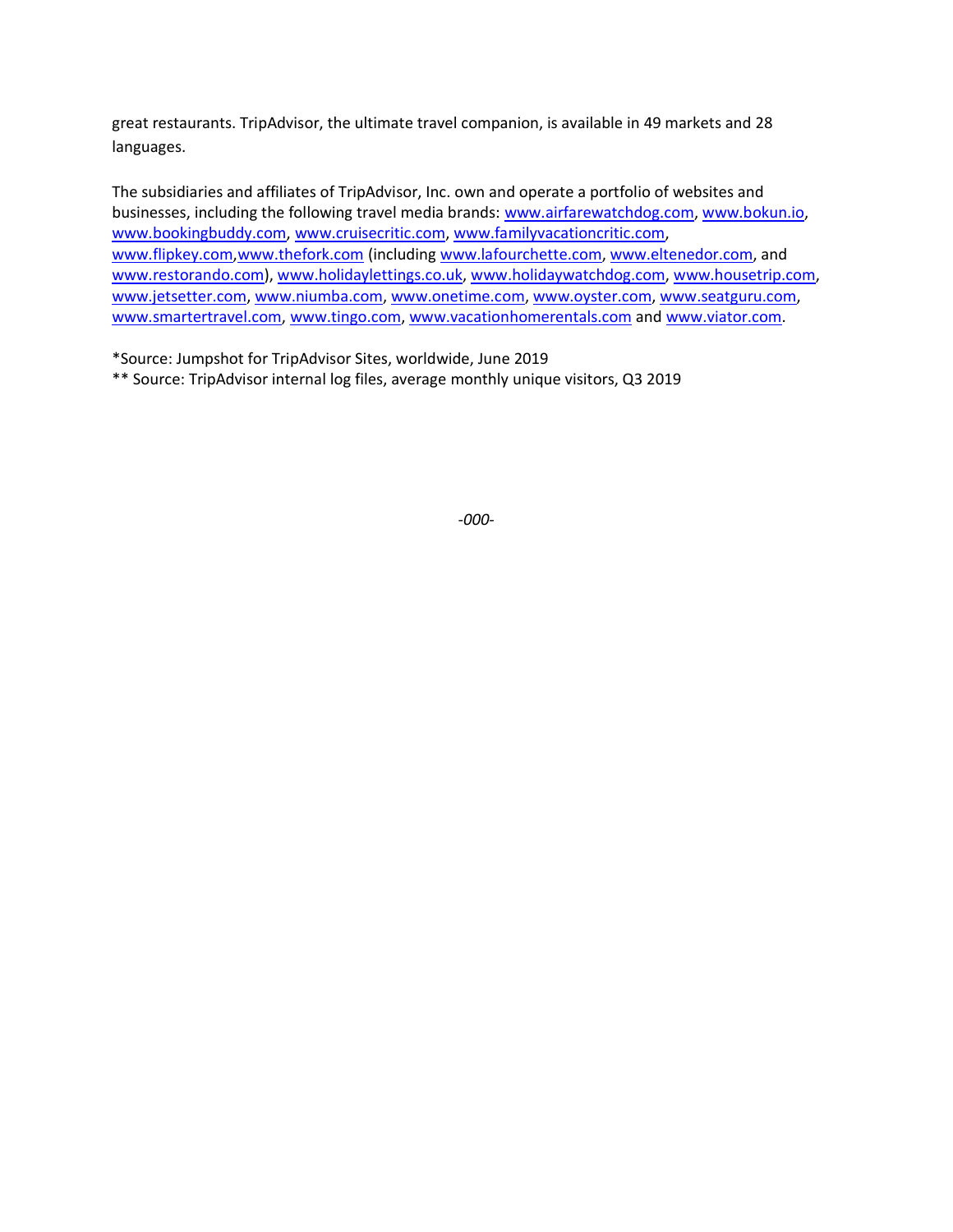great restaurants. TripAdvisor, the ultimate travel companion, is available in 49 markets and 28 languages.

The subsidiaries and affiliates of TripAdvisor, Inc. own and operate a portfolio of websites and businesses, including the following travel media brands: www.airfarewatchdog.com, www.bokun.io, www.bookingbuddy.com, www.cruisecritic.com, www.familyvacationcritic.com, www.flipkey.com,www.thefork.com (including www.lafourchette.com, www.eltenedor.com, and www.restorando.com), www.holidaylettings.co.uk, www.holidaywatchdog.com, www.housetrip.com, www.jetsetter.com, www.niumba.com, www.onetime.com, www.oyster.com, www.seatguru.com, www.smartertravel.com, www.tingo.com, www.vacationhomerentals.com and www.viator.com.

*Source: Jumpshot for TripAdvisor Sites, worldwide, June 2019
** Source: TripAdvisor internal log files, average monthly unique visitors, Q3 2019

*-000-*